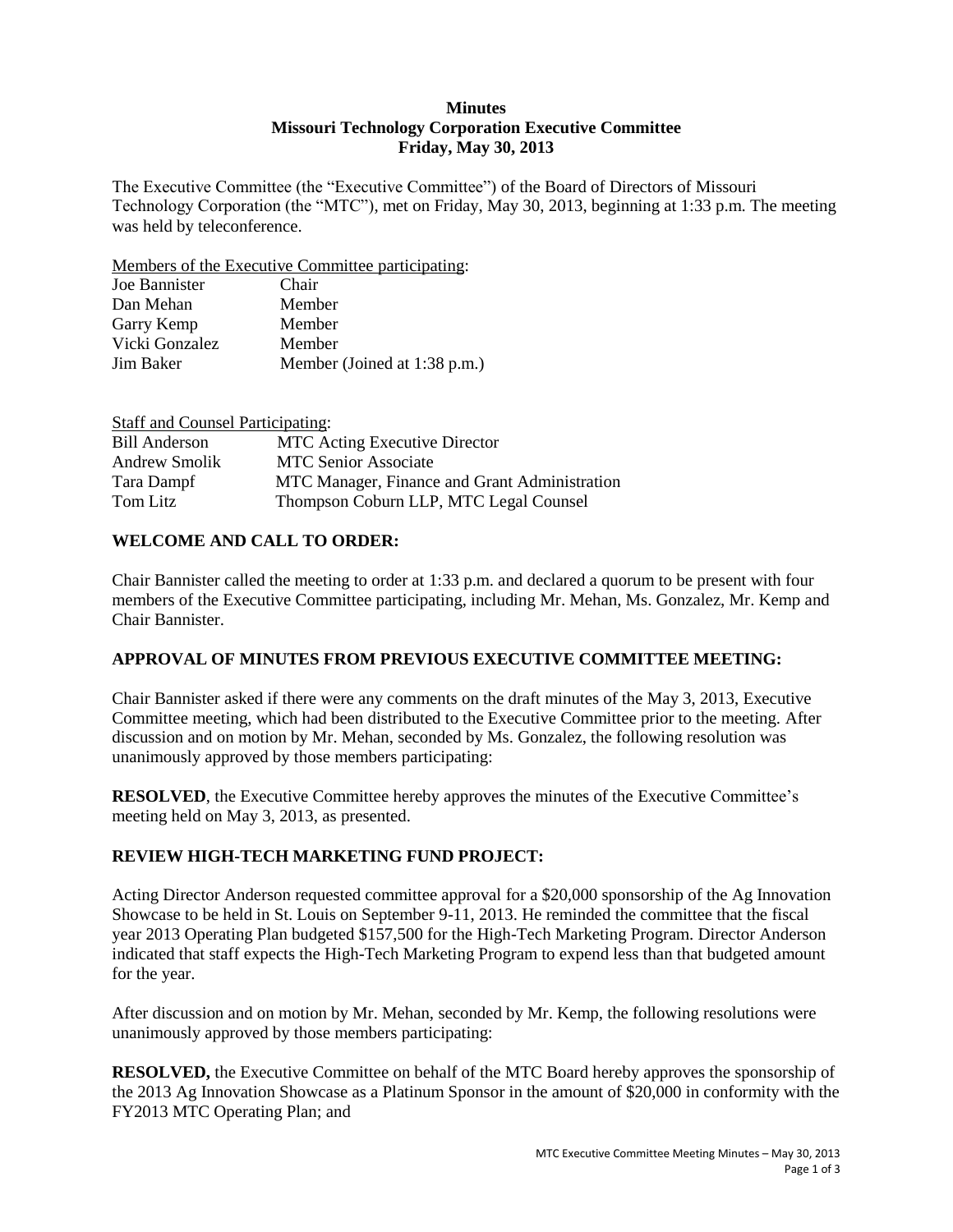**Minutes**
**Missouri Technology Corporation Executive Committee**
**Friday, May 30, 2013**

The Executive Committee (the "Executive Committee") of the Board of Directors of Missouri Technology Corporation (the "MTC"), met on Friday, May 30, 2013, beginning at 1:33 p.m. The meeting was held by teleconference.

Members of the Executive Committee participating:

| | |
|---|---|
| Joe Bannister | Chair |
| Dan Mehan | Member |
| Garry Kemp | Member |
| Vicki Gonzalez | Member |
| Jim Baker | Member (Joined at 1:38 p.m.) |

Staff and Counsel Participating:

| | |
|---|---|
| Bill Anderson | MTC Acting Executive Director |
| Andrew Smolik | MTC Senior Associate |
| Tara Dampf | MTC Manager, Finance and Grant Administration |
| Tom Litz | Thompson Coburn LLP, MTC Legal Counsel |

## WELCOME AND CALL TO ORDER:

Chair Bannister called the meeting to order at 1:33 p.m. and declared a quorum to be present with four members of the Executive Committee participating, including Mr. Mehan, Ms. Gonzalez, Mr. Kemp and Chair Bannister.

## APPROVAL OF MINUTES FROM PREVIOUS EXECUTIVE COMMITTEE MEETING:

Chair Bannister asked if there were any comments on the draft minutes of the May 3, 2013, Executive Committee meeting, which had been distributed to the Executive Committee prior to the meeting. After discussion and on motion by Mr. Mehan, seconded by Ms. Gonzalez, the following resolution was unanimously approved by those members participating:

**RESOLVED**, the Executive Committee hereby approves the minutes of the Executive Committee's meeting held on May 3, 2013, as presented.

## REVIEW HIGH-TECH MARKETING FUND PROJECT:

Acting Director Anderson requested committee approval for a $20,000 sponsorship of the Ag Innovation Showcase to be held in St. Louis on September 9-11, 2013. He reminded the committee that the fiscal year 2013 Operating Plan budgeted $157,500 for the High-Tech Marketing Program. Director Anderson indicated that staff expects the High-Tech Marketing Program to expend less than that budgeted amount for the year.

After discussion and on motion by Mr. Mehan, seconded by Mr. Kemp, the following resolutions were unanimously approved by those members participating:

**RESOLVED,** the Executive Committee on behalf of the MTC Board hereby approves the sponsorship of the 2013 Ag Innovation Showcase as a Platinum Sponsor in the amount of $20,000 in conformity with the FY2013 MTC Operating Plan; and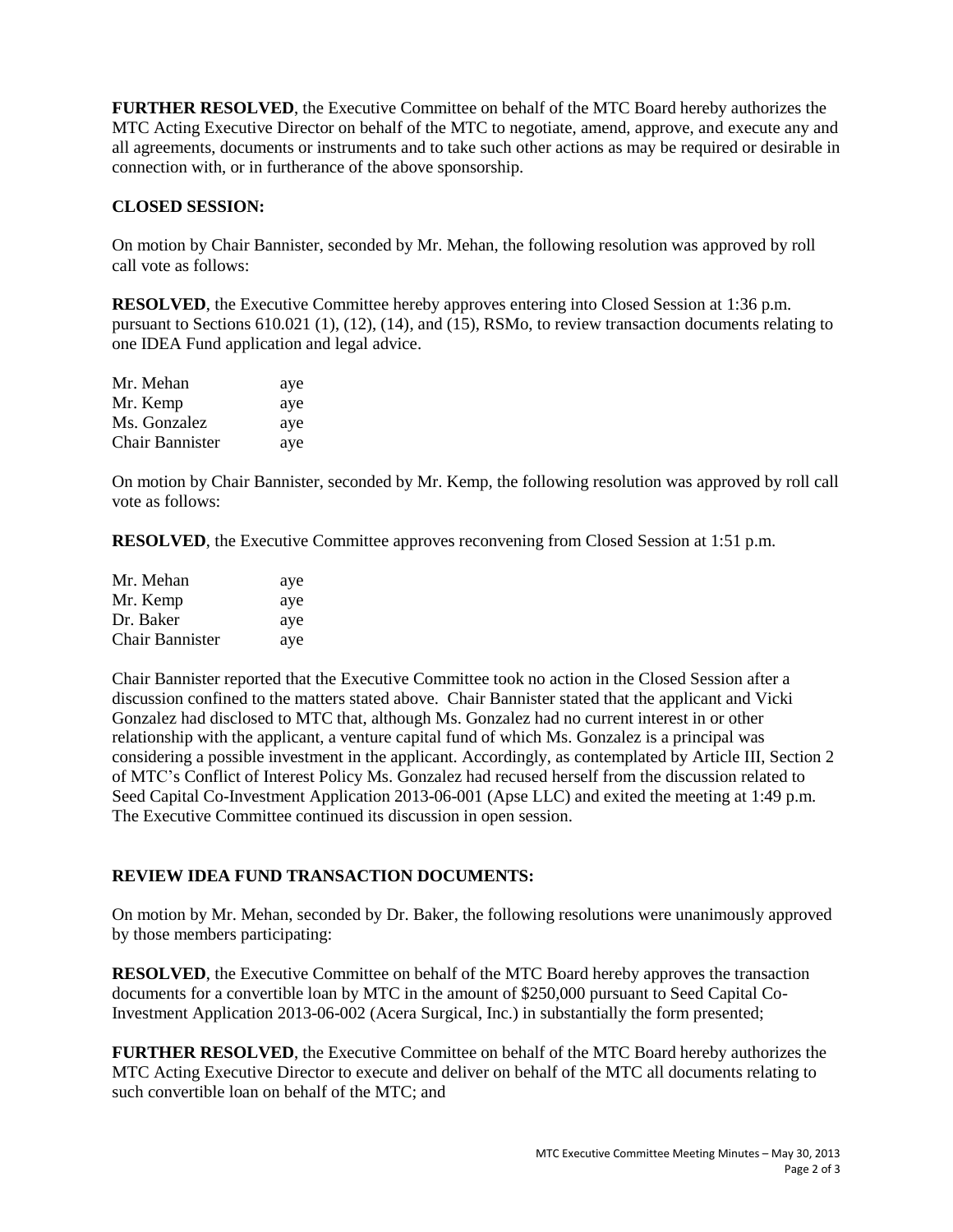**FURTHER RESOLVED**, the Executive Committee on behalf of the MTC Board hereby authorizes the MTC Acting Executive Director on behalf of the MTC to negotiate, amend, approve, and execute any and all agreements, documents or instruments and to take such other actions as may be required or desirable in connection with, or in furtherance of the above sponsorship.

**CLOSED SESSION:**

On motion by Chair Bannister, seconded by Mr. Mehan, the following resolution was approved by roll call vote as follows:

**RESOLVED**, the Executive Committee hereby approves entering into Closed Session at 1:36 p.m. pursuant to Sections 610.021 (1), (12), (14), and (15), RSMo, to review transaction documents relating to one IDEA Fund application and legal advice.

| | |
|---|---|
| Mr. Mehan | aye |
| Mr. Kemp | aye |
| Ms. Gonzalez | aye |
| Chair Bannister | aye |

On motion by Chair Bannister, seconded by Mr. Kemp, the following resolution was approved by roll call vote as follows:

**RESOLVED**, the Executive Committee approves reconvening from Closed Session at 1:51 p.m.

| | |
|---|---|
| Mr. Mehan | aye |
| Mr. Kemp | aye |
| Dr. Baker | aye |
| Chair Bannister | aye |

Chair Bannister reported that the Executive Committee took no action in the Closed Session after a discussion confined to the matters stated above. Chair Bannister stated that the applicant and Vicki Gonzalez had disclosed to MTC that, although Ms. Gonzalez had no current interest in or other relationship with the applicant, a venture capital fund of which Ms. Gonzalez is a principal was considering a possible investment in the applicant. Accordingly, as contemplated by Article III, Section 2 of MTC's Conflict of Interest Policy Ms. Gonzalez had recused herself from the discussion related to Seed Capital Co-Investment Application 2013-06-001 (Apse LLC) and exited the meeting at 1:49 p.m. The Executive Committee continued its discussion in open session.

**REVIEW IDEA FUND TRANSACTION DOCUMENTS:**

On motion by Mr. Mehan, seconded by Dr. Baker, the following resolutions were unanimously approved by those members participating:

**RESOLVED**, the Executive Committee on behalf of the MTC Board hereby approves the transaction documents for a convertible loan by MTC in the amount of $250,000 pursuant to Seed Capital Co-Investment Application 2013-06-002 (Acera Surgical, Inc.) in substantially the form presented;

**FURTHER RESOLVED**, the Executive Committee on behalf of the MTC Board hereby authorizes the MTC Acting Executive Director to execute and deliver on behalf of the MTC all documents relating to such convertible loan on behalf of the MTC; and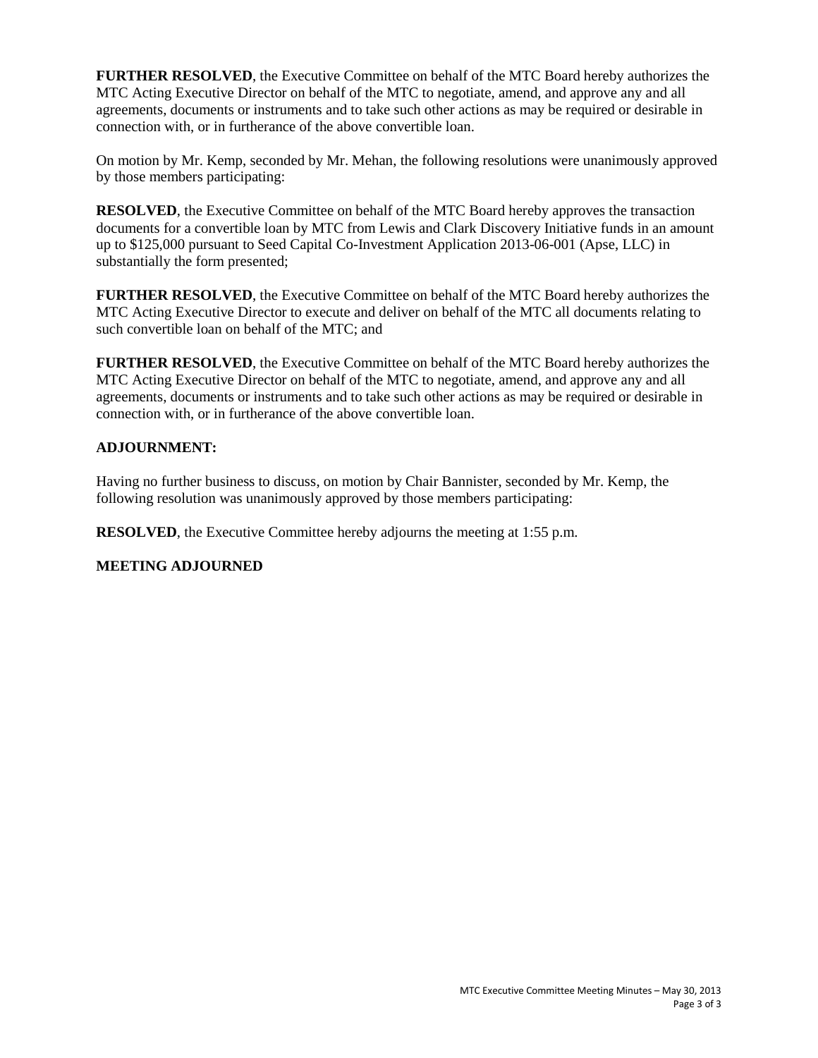**FURTHER RESOLVED**, the Executive Committee on behalf of the MTC Board hereby authorizes the MTC Acting Executive Director on behalf of the MTC to negotiate, amend, and approve any and all agreements, documents or instruments and to take such other actions as may be required or desirable in connection with, or in furtherance of the above convertible loan.

On motion by Mr. Kemp, seconded by Mr. Mehan, the following resolutions were unanimously approved by those members participating:

**RESOLVED**, the Executive Committee on behalf of the MTC Board hereby approves the transaction documents for a convertible loan by MTC from Lewis and Clark Discovery Initiative funds in an amount up to $125,000 pursuant to Seed Capital Co-Investment Application 2013-06-001 (Apse, LLC) in substantially the form presented;

**FURTHER RESOLVED**, the Executive Committee on behalf of the MTC Board hereby authorizes the MTC Acting Executive Director to execute and deliver on behalf of the MTC all documents relating to such convertible loan on behalf of the MTC; and

**FURTHER RESOLVED**, the Executive Committee on behalf of the MTC Board hereby authorizes the MTC Acting Executive Director on behalf of the MTC to negotiate, amend, and approve any and all agreements, documents or instruments and to take such other actions as may be required or desirable in connection with, or in furtherance of the above convertible loan.

**ADJOURNMENT:**

Having no further business to discuss, on motion by Chair Bannister, seconded by Mr. Kemp, the following resolution was unanimously approved by those members participating:

**RESOLVED**, the Executive Committee hereby adjourns the meeting at 1:55 p.m.

**MEETING ADJOURNED**